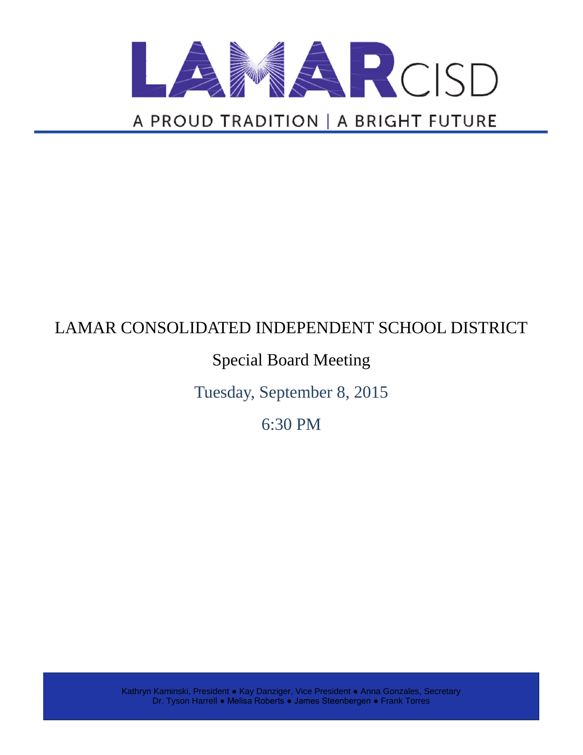# LAMAR CISD

A PROUD TRADITION | A BRIGHT FUTURE

LAMAR CONSOLIDATED INDEPENDENT SCHOOL DISTRICT

Special Board Meeting

Tuesday, September 8, 2015

6:30 PM

Kathryn Kaminski, President ● Kay Danziger, Vice President ● Anna Gonzales, Secretary
Dr. Tyson Harrell ● Melisa Roberts ● James Steenbergen ● Frank Torres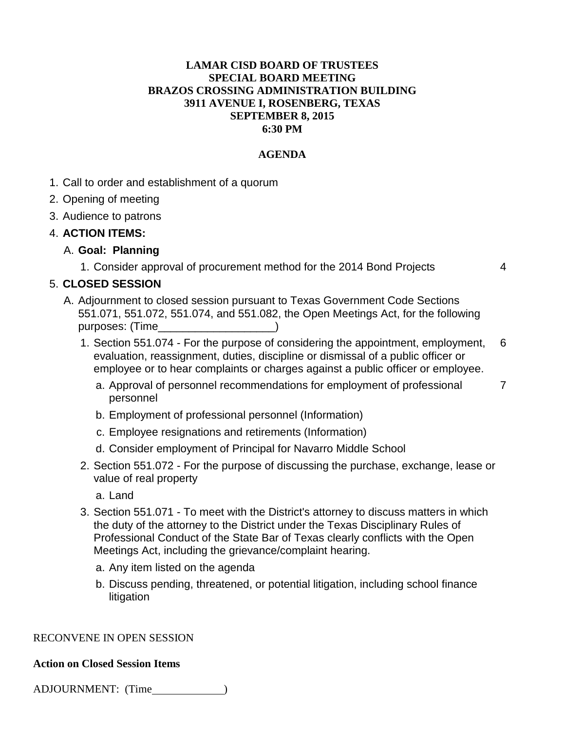**LAMAR CISD BOARD OF TRUSTEES**
**SPECIAL BOARD MEETING**
**BRAZOS CROSSING ADMINISTRATION BUILDING**
**3911 AVENUE I, ROSENBERG, TEXAS**
**SEPTEMBER 8, 2015**
**6:30 PM**

**AGENDA**

1. Call to order and establishment of a quorum
2. Opening of meeting
3. Audience to patrons
4. **ACTION ITEMS:**
   A. **Goal: Planning**
      1. Consider approval of procurement method for the 2014 Bond Projects 4
5. **CLOSED SESSION**
   A. Adjournment to closed session pursuant to Texas Government Code Sections 551.071, 551.072, 551.074, and 551.082, the Open Meetings Act, for the following purposes: (Time___________________)
      1. Section 551.074 - For the purpose of considering the appointment, employment, evaluation, reassignment, duties, discipline or dismissal of a public officer or employee or to hear complaints or charges against a public officer or employee. 6
         a. Approval of personnel recommendations for employment of professional personnel 7
         b. Employment of professional personnel (Information)
         c. Employee resignations and retirements (Information)
         d. Consider employment of Principal for Navarro Middle School
      2. Section 551.072 - For the purpose of discussing the purchase, exchange, lease or value of real property
         a. Land
      3. Section 551.071 - To meet with the District's attorney to discuss matters in which the duty of the attorney to the District under the Texas Disciplinary Rules of Professional Conduct of the State Bar of Texas clearly conflicts with the Open Meetings Act, including the grievance/complaint hearing.
         a. Any item listed on the agenda
         b. Discuss pending, threatened, or potential litigation, including school finance litigation

RECONVENE IN OPEN SESSION

**Action on Closed Session Items**

ADJOURNMENT: (Time_____________)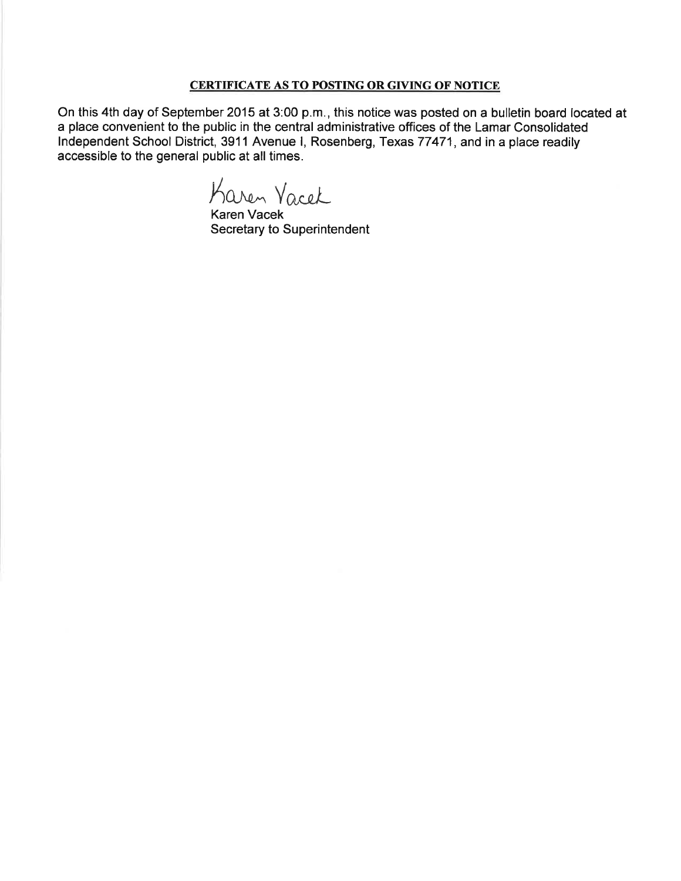## CERTIFICATE AS TO POSTING OR GIVING OF NOTICE

On this 4th day of September 2015 at 3:00 p.m., this notice was posted on a bulletin board located at a place convenient to the public in the central administrative offices of the Lamar Consolidated Independent School District, 3911 Avenue I, Rosenberg, Texas 77471, and in a place readily accessible to the general public at all times.

Karen Vacek

Karen Vacek
Secretary to Superintendent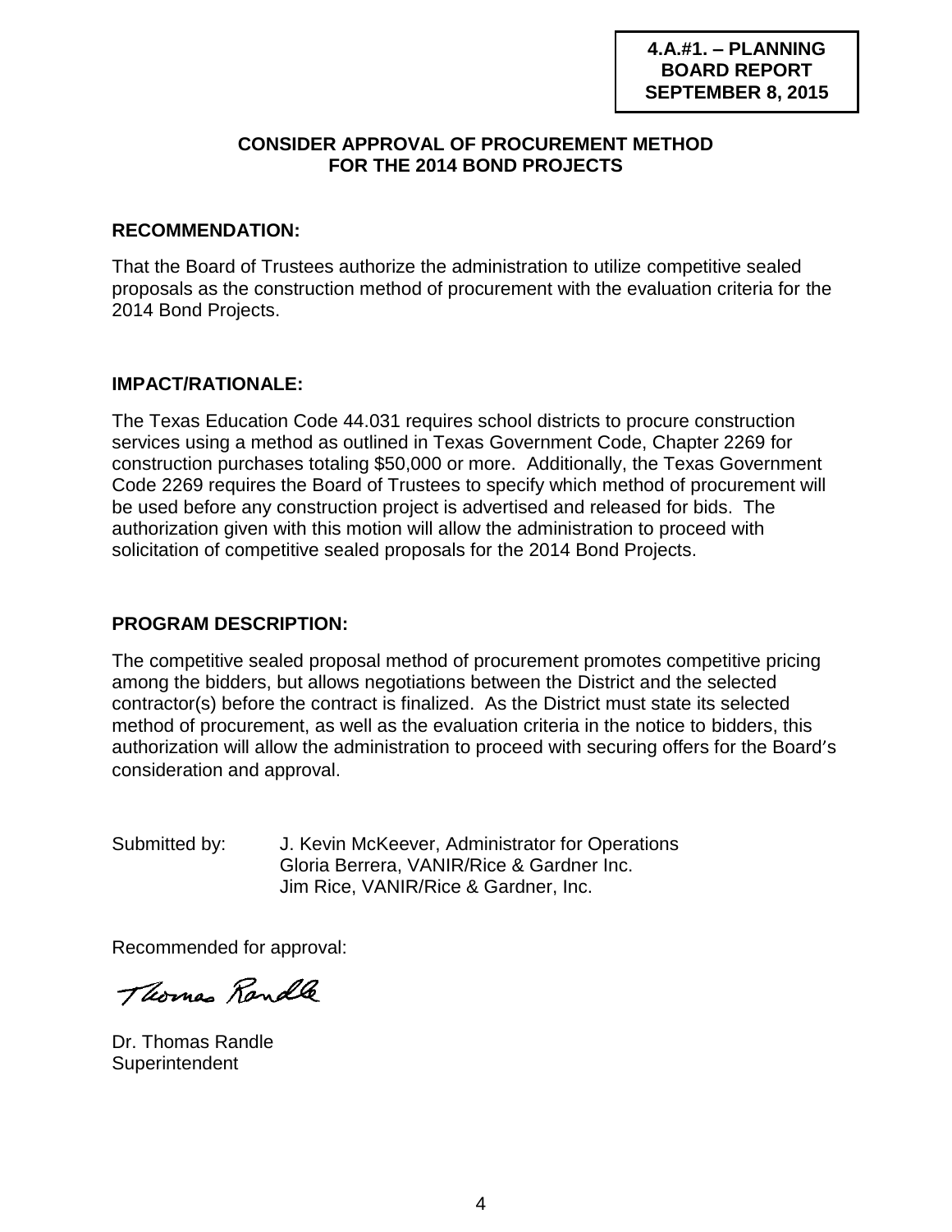**4.A.#1. – PLANNING BOARD REPORT SEPTEMBER 8, 2015**

## CONSIDER APPROVAL OF PROCUREMENT METHOD FOR THE 2014 BOND PROJECTS

### RECOMMENDATION:

That the Board of Trustees authorize the administration to utilize competitive sealed proposals as the construction method of procurement with the evaluation criteria for the 2014 Bond Projects.

### IMPACT/RATIONALE:

The Texas Education Code 44.031 requires school districts to procure construction services using a method as outlined in Texas Government Code, Chapter 2269 for construction purchases totaling $50,000 or more. Additionally, the Texas Government Code 2269 requires the Board of Trustees to specify which method of procurement will be used before any construction project is advertised and released for bids. The authorization given with this motion will allow the administration to proceed with solicitation of competitive sealed proposals for the 2014 Bond Projects.

### PROGRAM DESCRIPTION:

The competitive sealed proposal method of procurement promotes competitive pricing among the bidders, but allows negotiations between the District and the selected contractor(s) before the contract is finalized. As the District must state its selected method of procurement, as well as the evaluation criteria in the notice to bidders, this authorization will allow the administration to proceed with securing offers for the Board's consideration and approval.

Submitted by: J. Kevin McKeever, Administrator for Operations
Gloria Berrera, VANIR/Rice & Gardner Inc.
Jim Rice, VANIR/Rice & Gardner, Inc.

Recommended for approval:

Thomas Randle

Dr. Thomas Randle
Superintendent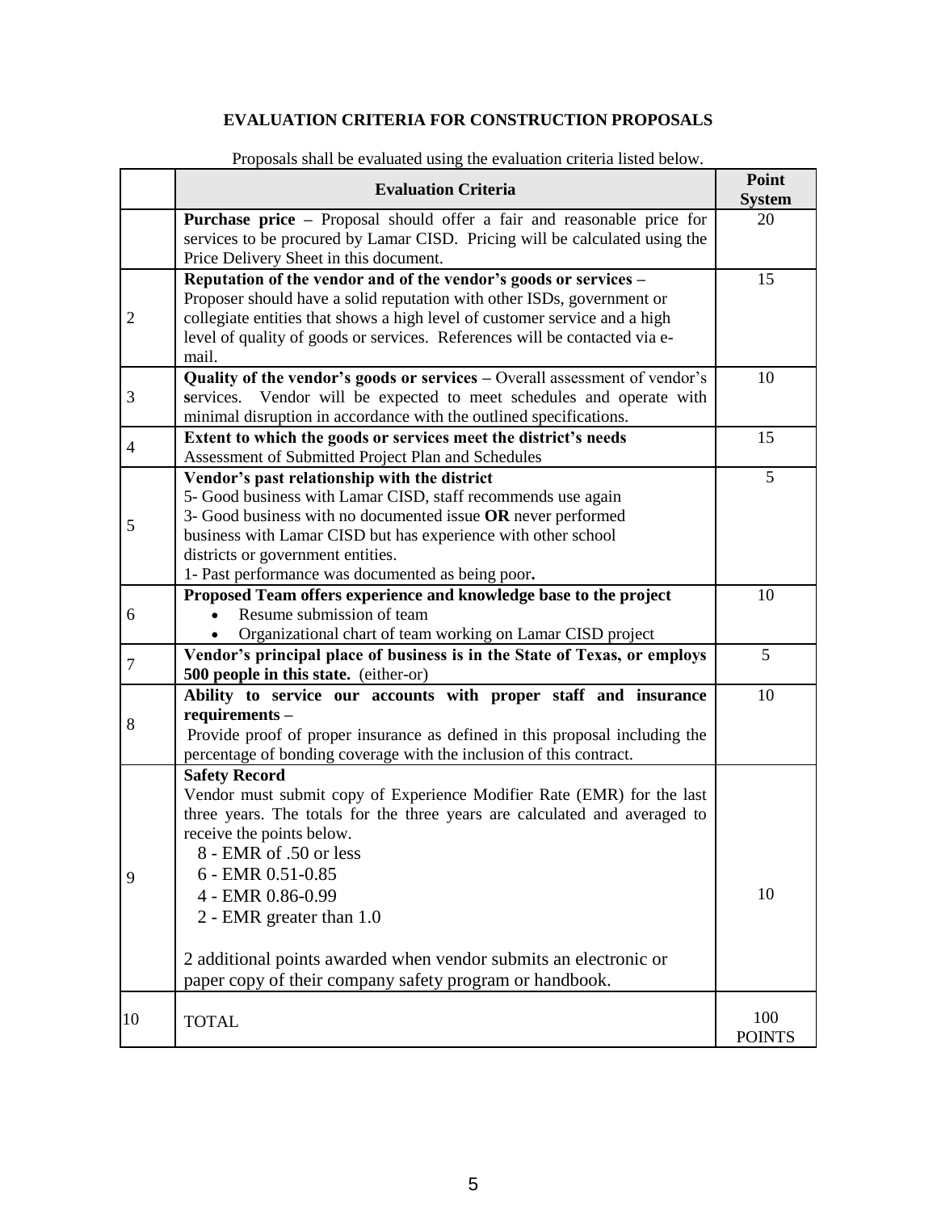**EVALUATION CRITERIA FOR CONSTRUCTION PROPOSALS**

Proposals shall be evaluated using the evaluation criteria listed below.

| | **Evaluation Criteria** | **Point System** |
|---|---|---|
| | **Purchase price** – Proposal should offer a fair and reasonable price for services to be procured by Lamar CISD. Pricing will be calculated using the Price Delivery Sheet in this document. | 20 |
| 2 | **Reputation of the vendor and of the vendor's goods or services** – Proposer should have a solid reputation with other ISDs, government or collegiate entities that shows a high level of customer service and a high level of quality of goods or services. References will be contacted via e-mail. | 15 |
| 3 | **Quality of the vendor's goods or services** – Overall assessment of vendor's **s**ervices. Vendor will be expected to meet schedules and operate with minimal disruption in accordance with the outlined specifications. | 10 |
| 4 | **Extent to which the goods or services meet the district's needs** Assessment of Submitted Project Plan and Schedules | 15 |
| 5 | **Vendor's past relationship with the district**<br>5- Good business with Lamar CISD, staff recommends use again<br>3- Good business with no documented issue **OR** never performed business with Lamar CISD but has experience with other school districts or government entities.<br>1- Past performance was documented as being poor**.** | 5 |
| 6 | **Proposed Team offers experience and knowledge base to the project**<br>• Resume submission of team<br>• Organizational chart of team working on Lamar CISD project | 10 |
| 7 | **Vendor's principal place of business is in the State of Texas, or employs 500 people in this state.** (either-or) | 5 |
| 8 | **Ability to service our accounts with proper staff and insurance requirements –**<br>Provide proof of proper insurance as defined in this proposal including the percentage of bonding coverage with the inclusion of this contract. | 10 |
| 9 | **Safety Record**<br>Vendor must submit copy of Experience Modifier Rate (EMR) for the last three years. The totals for the three years are calculated and averaged to receive the points below.<br>8 - EMR of .50 or less<br>6 - EMR 0.51-0.85<br>4 - EMR 0.86-0.99<br>2 - EMR greater than 1.0<br><br>2 additional points awarded when vendor submits an electronic or paper copy of their company safety program or handbook. | 10 |
| 10 | TOTAL | 100 POINTS |